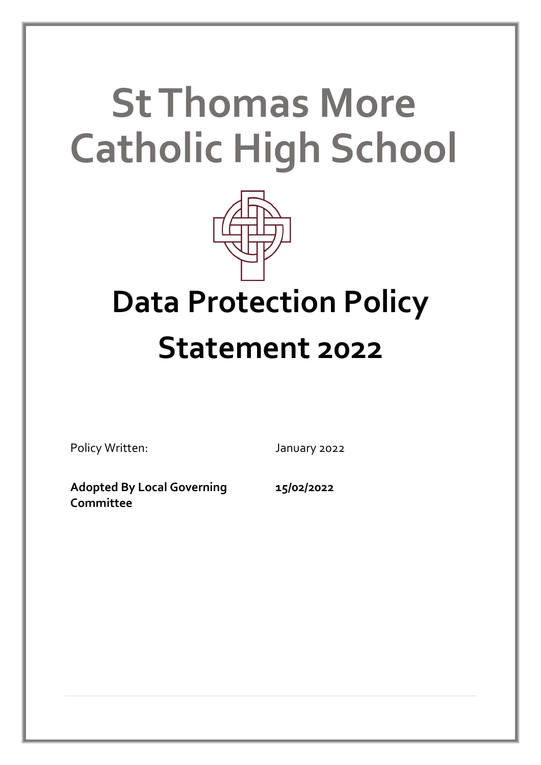# St Thomas More Catholic High School

# Data Protection Policy Statement 2022

| | |
|---|---|
| Policy Written: | January 2022 |
| **Adopted By Local Governing Committee** | **15/02/2022** |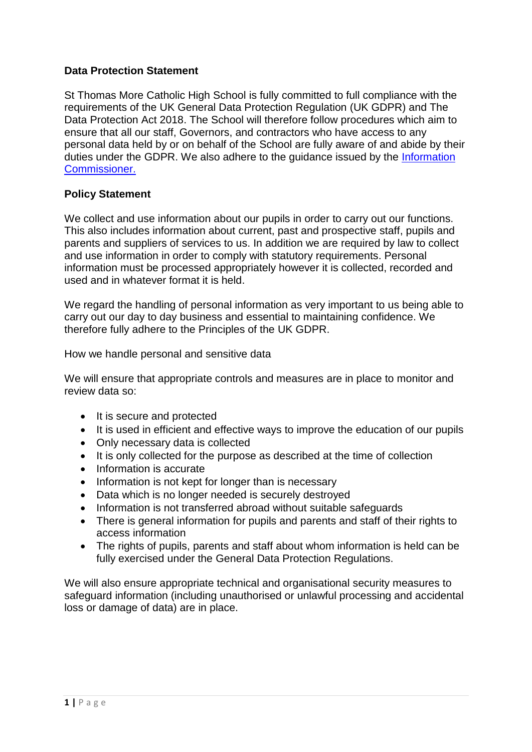**Data Protection Statement**

St Thomas More Catholic High School is fully committed to full compliance with the requirements of the UK General Data Protection Regulation (UK GDPR) and The Data Protection Act 2018. The School will therefore follow procedures which aim to ensure that all our staff, Governors, and contractors who have access to any personal data held by or on behalf of the School are fully aware of and abide by their duties under the GDPR. We also adhere to the guidance issued by the [Information Commissioner.]

**Policy Statement**

We collect and use information about our pupils in order to carry out our functions. This also includes information about current, past and prospective staff, pupils and parents and suppliers of services to us. In addition we are required by law to collect and use information in order to comply with statutory requirements. Personal information must be processed appropriately however it is collected, recorded and used and in whatever format it is held.

We regard the handling of personal information as very important to us being able to carry out our day to day business and essential to maintaining confidence. We therefore fully adhere to the Principles of the UK GDPR.

How we handle personal and sensitive data

We will ensure that appropriate controls and measures are in place to monitor and review data so:

- It is secure and protected
- It is used in efficient and effective ways to improve the education of our pupils
- Only necessary data is collected
- It is only collected for the purpose as described at the time of collection
- Information is accurate
- Information is not kept for longer than is necessary
- Data which is no longer needed is securely destroyed
- Information is not transferred abroad without suitable safeguards
- There is general information for pupils and parents and staff of their rights to access information
- The rights of pupils, parents and staff about whom information is held can be fully exercised under the General Data Protection Regulations.

We will also ensure appropriate technical and organisational security measures to safeguard information (including unauthorised or unlawful processing and accidental loss or damage of data) are in place.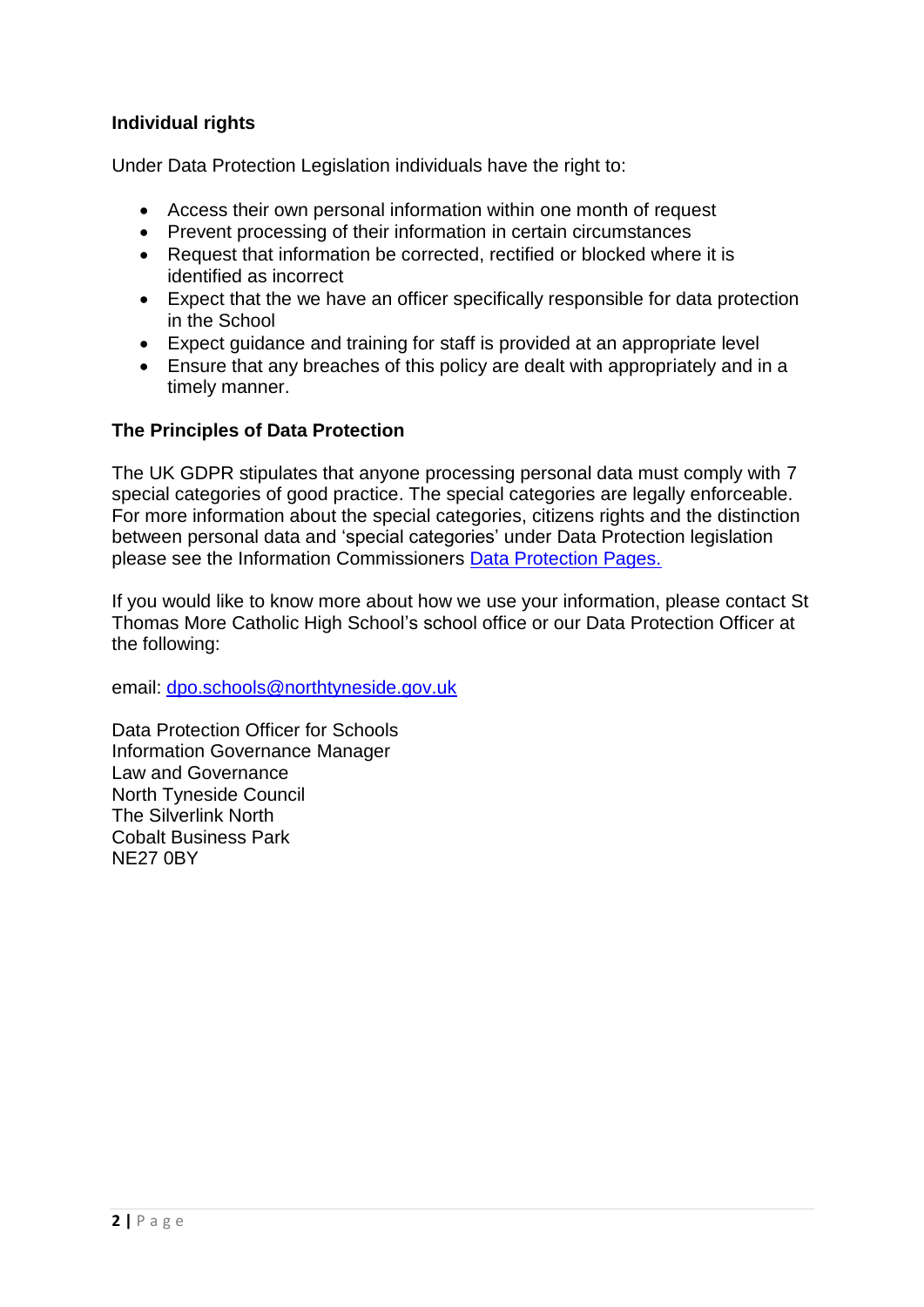### Individual rights

Under Data Protection Legislation individuals have the right to:

- Access their own personal information within one month of request
- Prevent processing of their information in certain circumstances
- Request that information be corrected, rectified or blocked where it is identified as incorrect
- Expect that the we have an officer specifically responsible for data protection in the School
- Expect guidance and training for staff is provided at an appropriate level
- Ensure that any breaches of this policy are dealt with appropriately and in a timely manner.

### The Principles of Data Protection

The UK GDPR stipulates that anyone processing personal data must comply with 7 special categories of good practice. The special categories are legally enforceable. For more information about the special categories, citizens rights and the distinction between personal data and 'special categories' under Data Protection legislation please see the Information Commissioners Data Protection Pages.

If you would like to know more about how we use your information, please contact St Thomas More Catholic High School's school office or our Data Protection Officer at the following:

email: dpo.schools@northtyneside.gov.uk

Data Protection Officer for Schools
Information Governance Manager
Law and Governance
North Tyneside Council
The Silverlink North
Cobalt Business Park
NE27 0BY